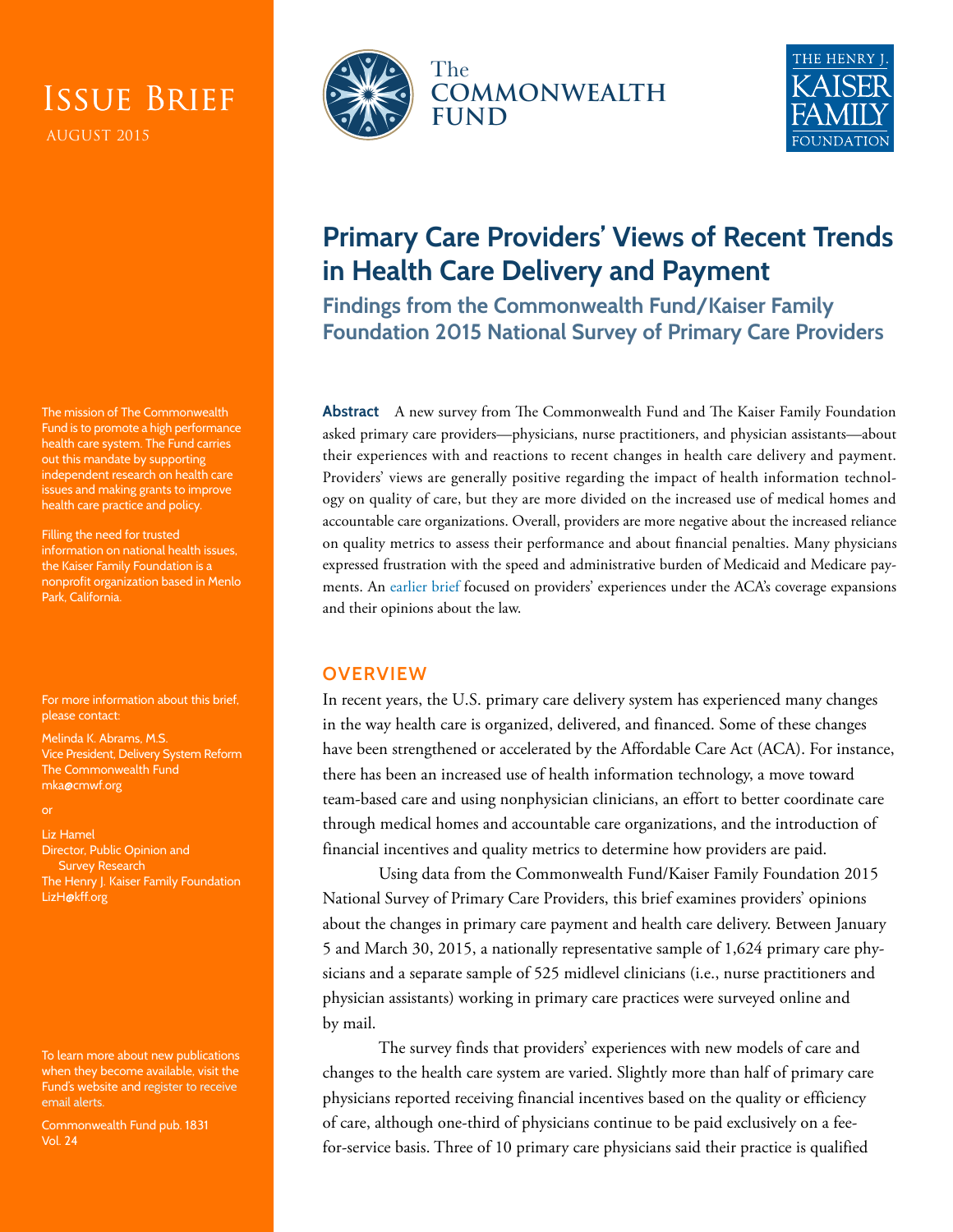# Issue Brief

AUGUST 2015

The Commonwealth Fund

The Henry J. Kaiser Family Foundation

# Primary Care Providers' Views of Recent Trends in Health Care Delivery and Payment

## Findings from the Commonwealth Fund/Kaiser Family Foundation 2015 National Survey of Primary Care Providers

**Abstract** A new survey from The Commonwealth Fund and The Kaiser Family Foundation asked primary care providers—physicians, nurse practitioners, and physician assistants—about their experiences with and reactions to recent changes in health care delivery and payment. Providers' views are generally positive regarding the impact of health information technology on quality of care, but they are more divided on the increased use of medical homes and accountable care organizations. Overall, providers are more negative about the increased reliance on quality metrics to assess their performance and about financial penalties. Many physicians expressed frustration with the speed and administrative burden of Medicaid and Medicare payments. An earlier brief focused on providers' experiences under the ACA's coverage expansions and their opinions about the law.

## OVERVIEW

In recent years, the U.S. primary care delivery system has experienced many changes in the way health care is organized, delivered, and financed. Some of these changes have been strengthened or accelerated by the Affordable Care Act (ACA). For instance, there has been an increased use of health information technology, a move toward team-based care and using nonphysician clinicians, an effort to better coordinate care through medical homes and accountable care organizations, and the introduction of financial incentives and quality metrics to determine how providers are paid.

Using data from the Commonwealth Fund/Kaiser Family Foundation 2015 National Survey of Primary Care Providers, this brief examines providers' opinions about the changes in primary care payment and health care delivery. Between January 5 and March 30, 2015, a nationally representative sample of 1,624 primary care physicians and a separate sample of 525 midlevel clinicians (i.e., nurse practitioners and physician assistants) working in primary care practices were surveyed online and by mail.

The survey finds that providers' experiences with new models of care and changes to the health care system are varied. Slightly more than half of primary care physicians reported receiving financial incentives based on the quality or efficiency of care, although one-third of physicians continue to be paid exclusively on a fee-for-service basis. Three of 10 primary care physicians said their practice is qualified

The mission of The Commonwealth Fund is to promote a high performance health care system. The Fund carries out this mandate by supporting independent research on health care issues and making grants to improve health care practice and policy.

Filling the need for trusted information on national health issues, the Kaiser Family Foundation is a nonprofit organization based in Menlo Park, California.

For more information about this brief, please contact:

Melinda K. Abrams, M.S.
Vice President, Delivery System Reform
The Commonwealth Fund
mka@cmwf.org

or

Liz Hamel
Director, Public Opinion and Survey Research
The Henry J. Kaiser Family Foundation
LizH@kff.org

To learn more about new publications when they become available, visit the Fund's website and register to receive email alerts.

Commonwealth Fund pub. 1831
Vol. 24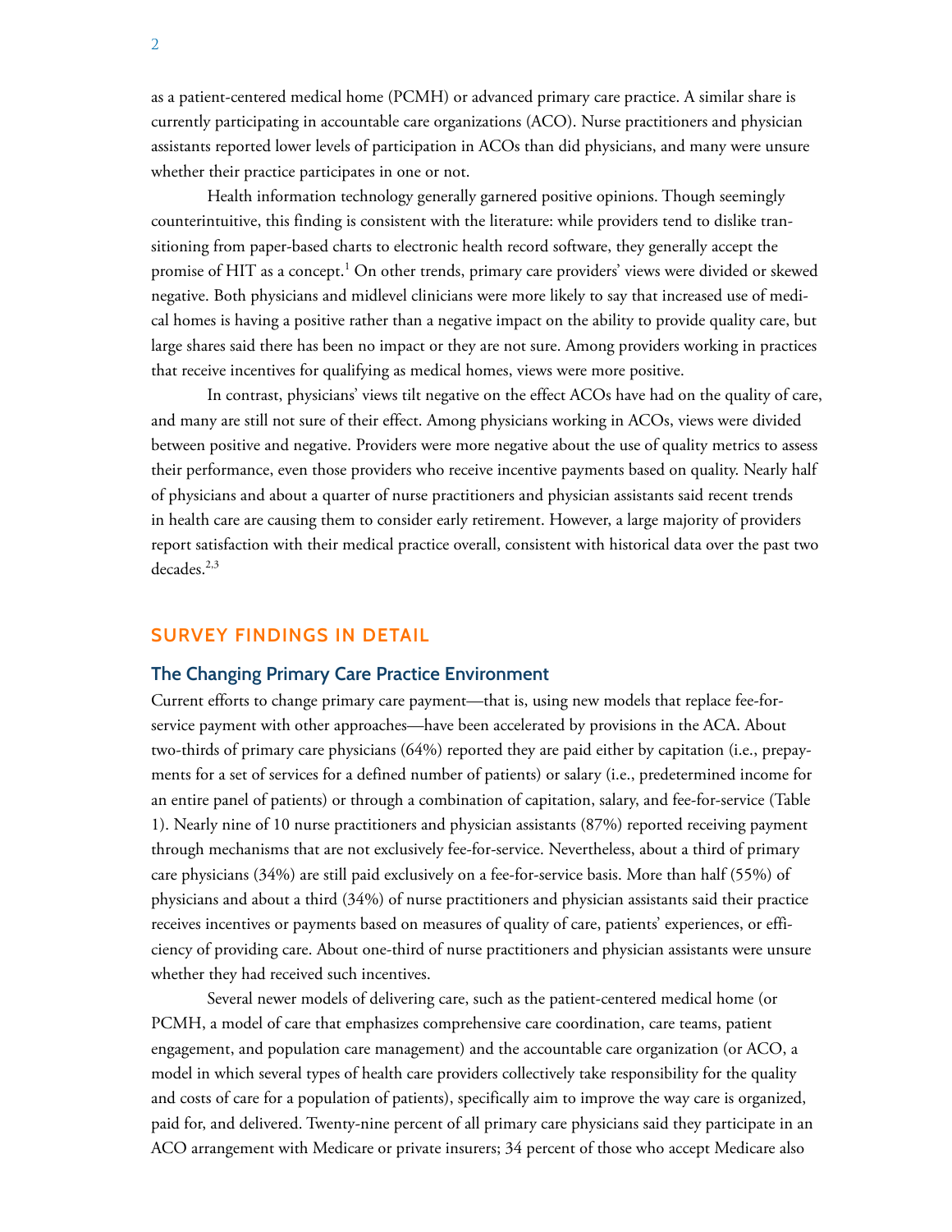as a patient-centered medical home (PCMH) or advanced primary care practice. A similar share is currently participating in accountable care organizations (ACO). Nurse practitioners and physician assistants reported lower levels of participation in ACOs than did physicians, and many were unsure whether their practice participates in one or not.

Health information technology generally garnered positive opinions. Though seemingly counterintuitive, this finding is consistent with the literature: while providers tend to dislike transitioning from paper-based charts to electronic health record software, they generally accept the promise of HIT as a concept.[1] On other trends, primary care providers' views were divided or skewed negative. Both physicians and midlevel clinicians were more likely to say that increased use of medical homes is having a positive rather than a negative impact on the ability to provide quality care, but large shares said there has been no impact or they are not sure. Among providers working in practices that receive incentives for qualifying as medical homes, views were more positive.

In contrast, physicians' views tilt negative on the effect ACOs have had on the quality of care, and many are still not sure of their effect. Among physicians working in ACOs, views were divided between positive and negative. Providers were more negative about the use of quality metrics to assess their performance, even those providers who receive incentive payments based on quality. Nearly half of physicians and about a quarter of nurse practitioners and physician assistants said recent trends in health care are causing them to consider early retirement. However, a large majority of providers report satisfaction with their medical practice overall, consistent with historical data over the past two decades.[2,3]

## SURVEY FINDINGS IN DETAIL

### The Changing Primary Care Practice Environment

Current efforts to change primary care payment—that is, using new models that replace fee-for-service payment with other approaches—have been accelerated by provisions in the ACA. About two-thirds of primary care physicians (64%) reported they are paid either by capitation (i.e., prepayments for a set of services for a defined number of patients) or salary (i.e., predetermined income for an entire panel of patients) or through a combination of capitation, salary, and fee-for-service (Table 1). Nearly nine of 10 nurse practitioners and physician assistants (87%) reported receiving payment through mechanisms that are not exclusively fee-for-service. Nevertheless, about a third of primary care physicians (34%) are still paid exclusively on a fee-for-service basis. More than half (55%) of physicians and about a third (34%) of nurse practitioners and physician assistants said their practice receives incentives or payments based on measures of quality of care, patients' experiences, or efficiency of providing care. About one-third of nurse practitioners and physician assistants were unsure whether they had received such incentives.

Several newer models of delivering care, such as the patient-centered medical home (or PCMH, a model of care that emphasizes comprehensive care coordination, care teams, patient engagement, and population care management) and the accountable care organization (or ACO, a model in which several types of health care providers collectively take responsibility for the quality and costs of care for a population of patients), specifically aim to improve the way care is organized, paid for, and delivered. Twenty-nine percent of all primary care physicians said they participate in an ACO arrangement with Medicare or private insurers; 34 percent of those who accept Medicare also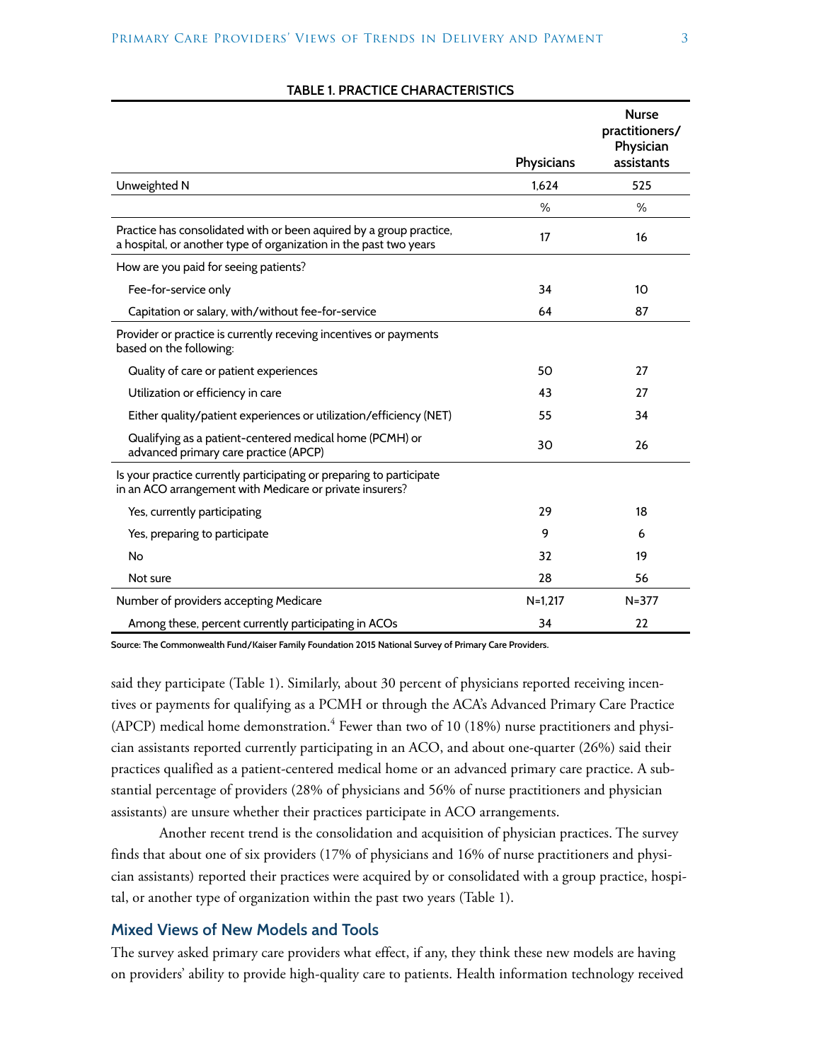**TABLE 1. PRACTICE CHARACTERISTICS**

| | Physicians | Nurse practitioners/ Physician assistants |
|---|---|---|
| Unweighted N | 1,624 | 525 |
| | % | % |
| Practice has consolidated with or been aquired by a group practice, a hospital, or another type of organization in the past two years | 17 | 16 |
| How are you paid for seeing patients? | | |
| Fee-for-service only | 34 | 10 |
| Capitation or salary, with/without fee-for-service | 64 | 87 |
| Provider or practice is currently receving incentives or payments based on the following: | | |
| Quality of care or patient experiences | 50 | 27 |
| Utilization or efficiency in care | 43 | 27 |
| Either quality/patient experiences or utilization/efficiency (NET) | 55 | 34 |
| Qualifying as a patient-centered medical home (PCMH) or advanced primary care practice (APCP) | 30 | 26 |
| Is your practice currently participating or preparing to participate in an ACO arrangement with Medicare or private insurers? | | |
| Yes, currently participating | 29 | 18 |
| Yes, preparing to participate | 9 | 6 |
| No | 32 | 19 |
| Not sure | 28 | 56 |
| Number of providers accepting Medicare | N=1,217 | N=377 |
| Among these, percent currently participating in ACOs | 34 | 22 |

Source: The Commonwealth Fund/Kaiser Family Foundation 2015 National Survey of Primary Care Providers.

said they participate (Table 1). Similarly, about 30 percent of physicians reported receiving incentives or payments for qualifying as a PCMH or through the ACA's Advanced Primary Care Practice (APCP) medical home demonstration.[4] Fewer than two of 10 (18%) nurse practitioners and physician assistants reported currently participating in an ACO, and about one-quarter (26%) said their practices qualified as a patient-centered medical home or an advanced primary care practice. A substantial percentage of providers (28% of physicians and 56% of nurse practitioners and physician assistants) are unsure whether their practices participate in ACO arrangements.

Another recent trend is the consolidation and acquisition of physician practices. The survey finds that about one of six providers (17% of physicians and 16% of nurse practitioners and physician assistants) reported their practices were acquired by or consolidated with a group practice, hospital, or another type of organization within the past two years (Table 1).

## Mixed Views of New Models and Tools

The survey asked primary care providers what effect, if any, they think these new models are having on providers' ability to provide high-quality care to patients. Health information technology received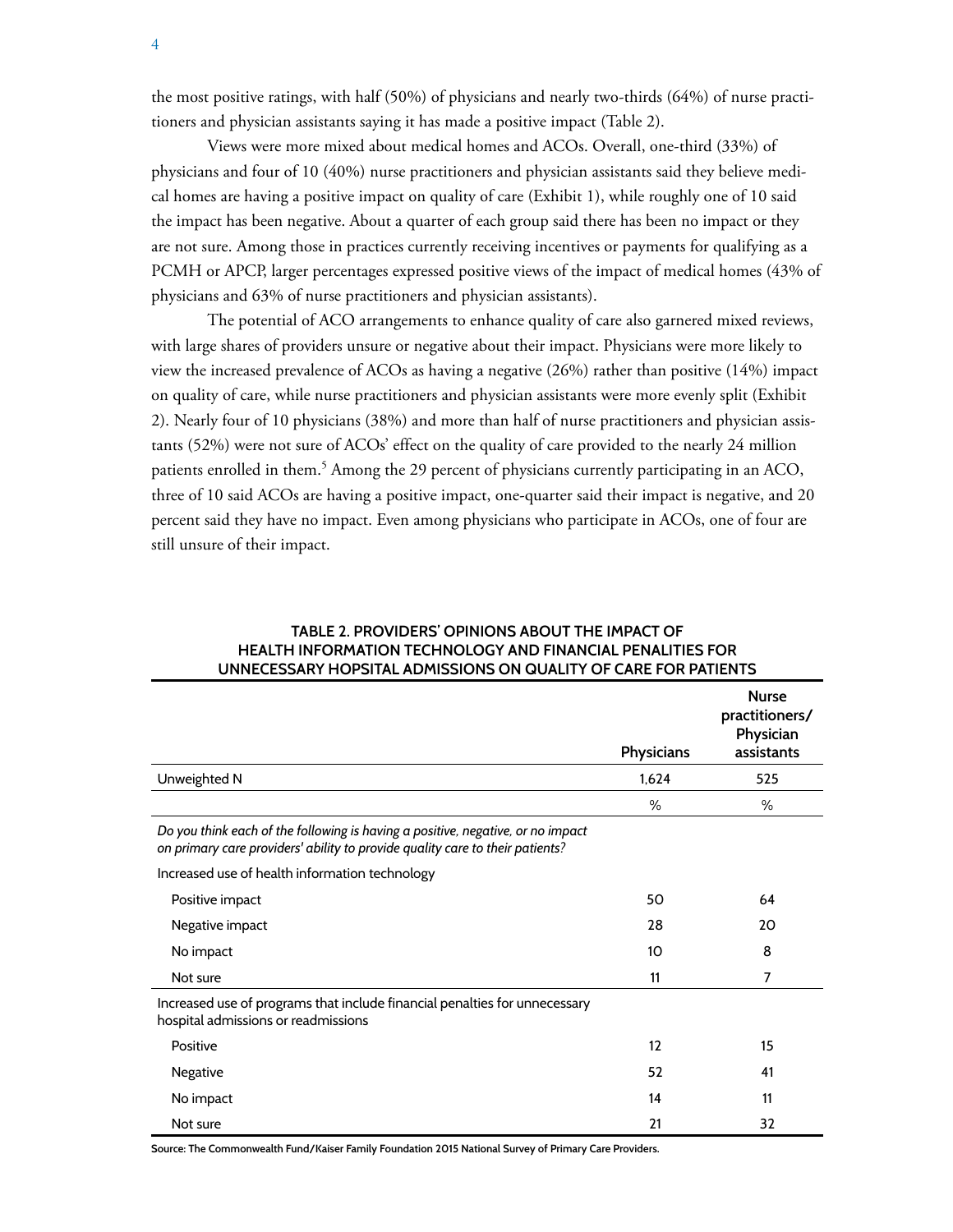the most positive ratings, with half (50%) of physicians and nearly two-thirds (64%) of nurse practitioners and physician assistants saying it has made a positive impact (Table 2).

Views were more mixed about medical homes and ACOs. Overall, one-third (33%) of physicians and four of 10 (40%) nurse practitioners and physician assistants said they believe medical homes are having a positive impact on quality of care (Exhibit 1), while roughly one of 10 said the impact has been negative. About a quarter of each group said there has been no impact or they are not sure. Among those in practices currently receiving incentives or payments for qualifying as a PCMH or APCP, larger percentages expressed positive views of the impact of medical homes (43% of physicians and 63% of nurse practitioners and physician assistants).

The potential of ACO arrangements to enhance quality of care also garnered mixed reviews, with large shares of providers unsure or negative about their impact. Physicians were more likely to view the increased prevalence of ACOs as having a negative (26%) rather than positive (14%) impact on quality of care, while nurse practitioners and physician assistants were more evenly split (Exhibit 2). Nearly four of 10 physicians (38%) and more than half of nurse practitioners and physician assistants (52%) were not sure of ACOs' effect on the quality of care provided to the nearly 24 million patients enrolled in them.[5] Among the 29 percent of physicians currently participating in an ACO, three of 10 said ACOs are having a positive impact, one-quarter said their impact is negative, and 20 percent said they have no impact. Even among physicians who participate in ACOs, one of four are still unsure of their impact.

**TABLE 2. PROVIDERS' OPINIONS ABOUT THE IMPACT OF HEALTH INFORMATION TECHNOLOGY AND FINANCIAL PENALITIES FOR UNNECESSARY HOPSITAL ADMISSIONS ON QUALITY OF CARE FOR PATIENTS**

| | Physicians | Nurse practitioners/ Physician assistants |
|---|---|---|
| Unweighted N | 1,624 | 525 |
| | % | % |
| *Do you think each of the following is having a positive, negative, or no impact on primary care providers' ability to provide quality care to their patients?* | | |
| Increased use of health information technology | | |
| Positive impact | 50 | 64 |
| Negative impact | 28 | 20 |
| No impact | 10 | 8 |
| Not sure | 11 | 7 |
| Increased use of programs that include financial penalties for unnecessary hospital admissions or readmissions | | |
| Positive | 12 | 15 |
| Negative | 52 | 41 |
| No impact | 14 | 11 |
| Not sure | 21 | 32 |

Source: The Commonwealth Fund/Kaiser Family Foundation 2015 National Survey of Primary Care Providers.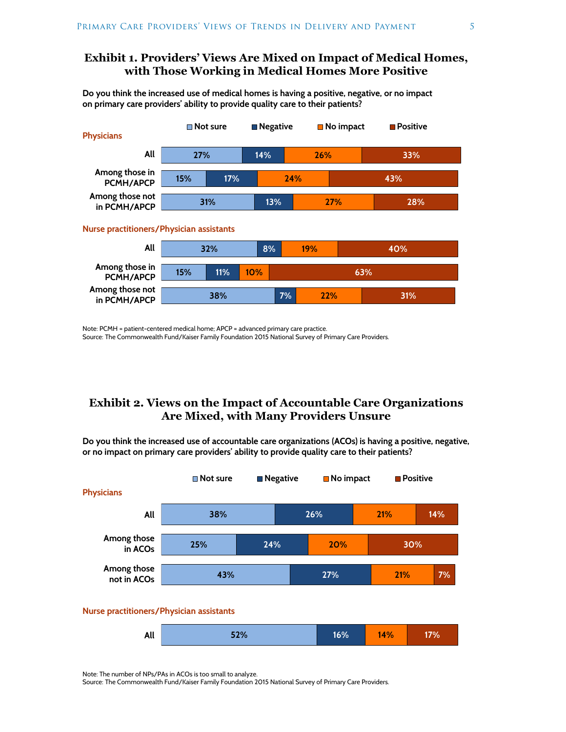## Exhibit 1. Providers' Views Are Mixed on Impact of Medical Homes, with Those Working in Medical Homes More Positive

**Do you think the increased use of medical homes is having a positive, negative, or no impact on primary care providers' ability to provide quality care to their patients?**

| | Not sure | Negative | No impact | Positive |
|---|---|---|---|---|
| **Physicians** | | | | |
| All | 27% | 14% | 26% | 33% |
| Among those in PCMH/APCP | 15% | 17% | 24% | 43% |
| Among those not in PCMH/APCP | 31% | 13% | 27% | 28% |
| **Nurse practitioners/Physician assistants** | | | | |
| All | 32% | 8% | 19% | 40% |
| Among those in PCMH/APCP | 15% | 11% | 10% | 63% |
| Among those not in PCMH/APCP | 38% | 7% | 22% | 31% |

Note: PCMH = patient-centered medical home; APCP = advanced primary care practice.
Source: The Commonwealth Fund/Kaiser Family Foundation 2015 National Survey of Primary Care Providers.

## Exhibit 2. Views on the Impact of Accountable Care Organizations Are Mixed, with Many Providers Unsure

**Do you think the increased use of accountable care organizations (ACOs) is having a positive, negative, or no impact on primary care providers' ability to provide quality care to their patients?**

| | Not sure | Negative | No impact | Positive |
|---|---|---|---|---|
| **Physicians** | | | | |
| All | 38% | 26% | 21% | 14% |
| Among those in ACOs | 25% | 24% | 20% | 30% |
| Among those not in ACOs | 43% | 27% | 21% | 7% |
| **Nurse practitioners/Physician assistants** | | | | |
| All | 52% | 16% | 14% | 17% |

Note: The number of NPs/PAs in ACOs is too small to analyze.
Source: The Commonwealth Fund/Kaiser Family Foundation 2015 National Survey of Primary Care Providers.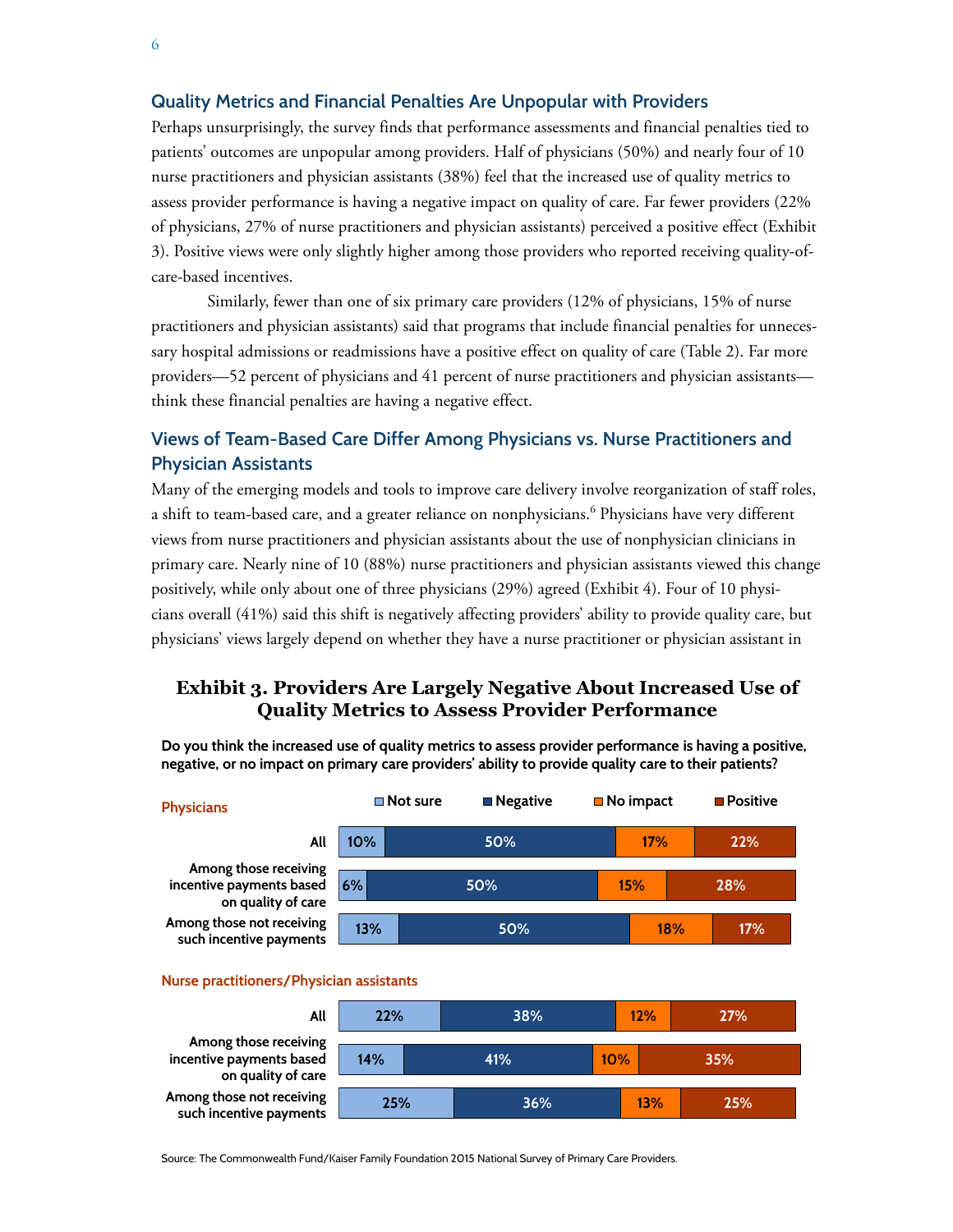## Quality Metrics and Financial Penalties Are Unpopular with Providers

Perhaps unsurprisingly, the survey finds that performance assessments and financial penalties tied to patients' outcomes are unpopular among providers. Half of physicians (50%) and nearly four of 10 nurse practitioners and physician assistants (38%) feel that the increased use of quality metrics to assess provider performance is having a negative impact on quality of care. Far fewer providers (22% of physicians, 27% of nurse practitioners and physician assistants) perceived a positive effect (Exhibit 3). Positive views were only slightly higher among those providers who reported receiving quality-of-care-based incentives.

Similarly, fewer than one of six primary care providers (12% of physicians, 15% of nurse practitioners and physician assistants) said that programs that include financial penalties for unnecessary hospital admissions or readmissions have a positive effect on quality of care (Table 2). Far more providers—52 percent of physicians and 41 percent of nurse practitioners and physician assistants—think these financial penalties are having a negative effect.

## Views of Team-Based Care Differ Among Physicians vs. Nurse Practitioners and Physician Assistants

Many of the emerging models and tools to improve care delivery involve reorganization of staff roles, a shift to team-based care, and a greater reliance on nonphysicians.[6] Physicians have very different views from nurse practitioners and physician assistants about the use of nonphysician clinicians in primary care. Nearly nine of 10 (88%) nurse practitioners and physician assistants viewed this change positively, while only about one of three physicians (29%) agreed (Exhibit 4). Four of 10 physicians overall (41%) said this shift is negatively affecting providers' ability to provide quality care, but physicians' views largely depend on whether they have a nurse practitioner or physician assistant in

### Exhibit 3. Providers Are Largely Negative About Increased Use of Quality Metrics to Assess Provider Performance

**Do you think the increased use of quality metrics to assess provider performance is having a positive, negative, or no impact on primary care providers' ability to provide quality care to their patients?**

| | Not sure | Negative | No impact | Positive |
|---|---|---|---|---|
| **Physicians** | | | | |
| All | 10% | 50% | 17% | 22% |
| Among those receiving incentive payments based on quality of care | 6% | 50% | 15% | 28% |
| Among those not receiving such incentive payments | 13% | 50% | 18% | 17% |
| **Nurse practitioners/Physician assistants** | | | | |
| All | 22% | 38% | 12% | 27% |
| Among those receiving incentive payments based on quality of care | 14% | 41% | 10% | 35% |
| Among those not receiving such incentive payments | 25% | 36% | 13% | 25% |

Source: The Commonwealth Fund/Kaiser Family Foundation 2015 National Survey of Primary Care Providers.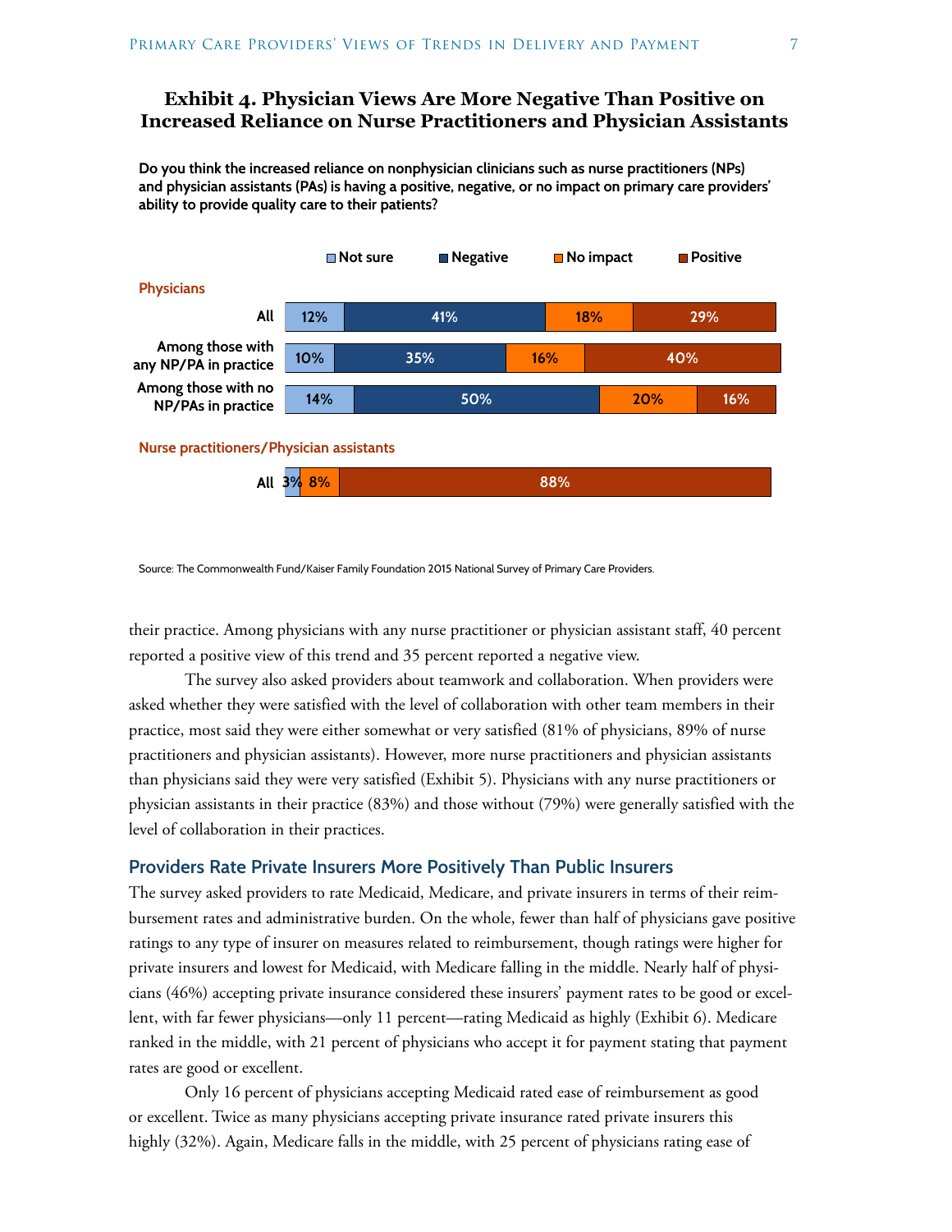### Exhibit 4. Physician Views Are More Negative Than Positive on Increased Reliance on Nurse Practitioners and Physician Assistants

**Do you think the increased reliance on nonphysician clinicians such as nurse practitioners (NPs) and physician assistants (PAs) is having a positive, negative, or no impact on primary care providers' ability to provide quality care to their patients?**

| | Not sure | Negative | No impact | Positive |
|---|---|---|---|---|
| **Physicians** | | | | |
| All | 12% | 41% | 18% | 29% |
| Among those with any NP/PA in practice | 10% | 35% | 16% | 40% |
| Among those with no NP/PAs in practice | 14% | 50% | 20% | 16% |
| **Nurse practitioners/Physician assistants** | | | | |
| All | 3% | | 8% | 88% |

Source: The Commonwealth Fund/Kaiser Family Foundation 2015 National Survey of Primary Care Providers.

their practice. Among physicians with any nurse practitioner or physician assistant staff, 40 percent reported a positive view of this trend and 35 percent reported a negative view.

The survey also asked providers about teamwork and collaboration. When providers were asked whether they were satisfied with the level of collaboration with other team members in their practice, most said they were either somewhat or very satisfied (81% of physicians, 89% of nurse practitioners and physician assistants). However, more nurse practitioners and physician assistants than physicians said they were very satisfied (Exhibit 5). Physicians with any nurse practitioners or physician assistants in their practice (83%) and those without (79%) were generally satisfied with the level of collaboration in their practices.

## Providers Rate Private Insurers More Positively Than Public Insurers

The survey asked providers to rate Medicaid, Medicare, and private insurers in terms of their reimbursement rates and administrative burden. On the whole, fewer than half of physicians gave positive ratings to any type of insurer on measures related to reimbursement, though ratings were higher for private insurers and lowest for Medicaid, with Medicare falling in the middle. Nearly half of physicians (46%) accepting private insurance considered these insurers' payment rates to be good or excellent, with far fewer physicians—only 11 percent—rating Medicaid as highly (Exhibit 6). Medicare ranked in the middle, with 21 percent of physicians who accept it for payment stating that payment rates are good or excellent.

Only 16 percent of physicians accepting Medicaid rated ease of reimbursement as good or excellent. Twice as many physicians accepting private insurance rated private insurers this highly (32%). Again, Medicare falls in the middle, with 25 percent of physicians rating ease of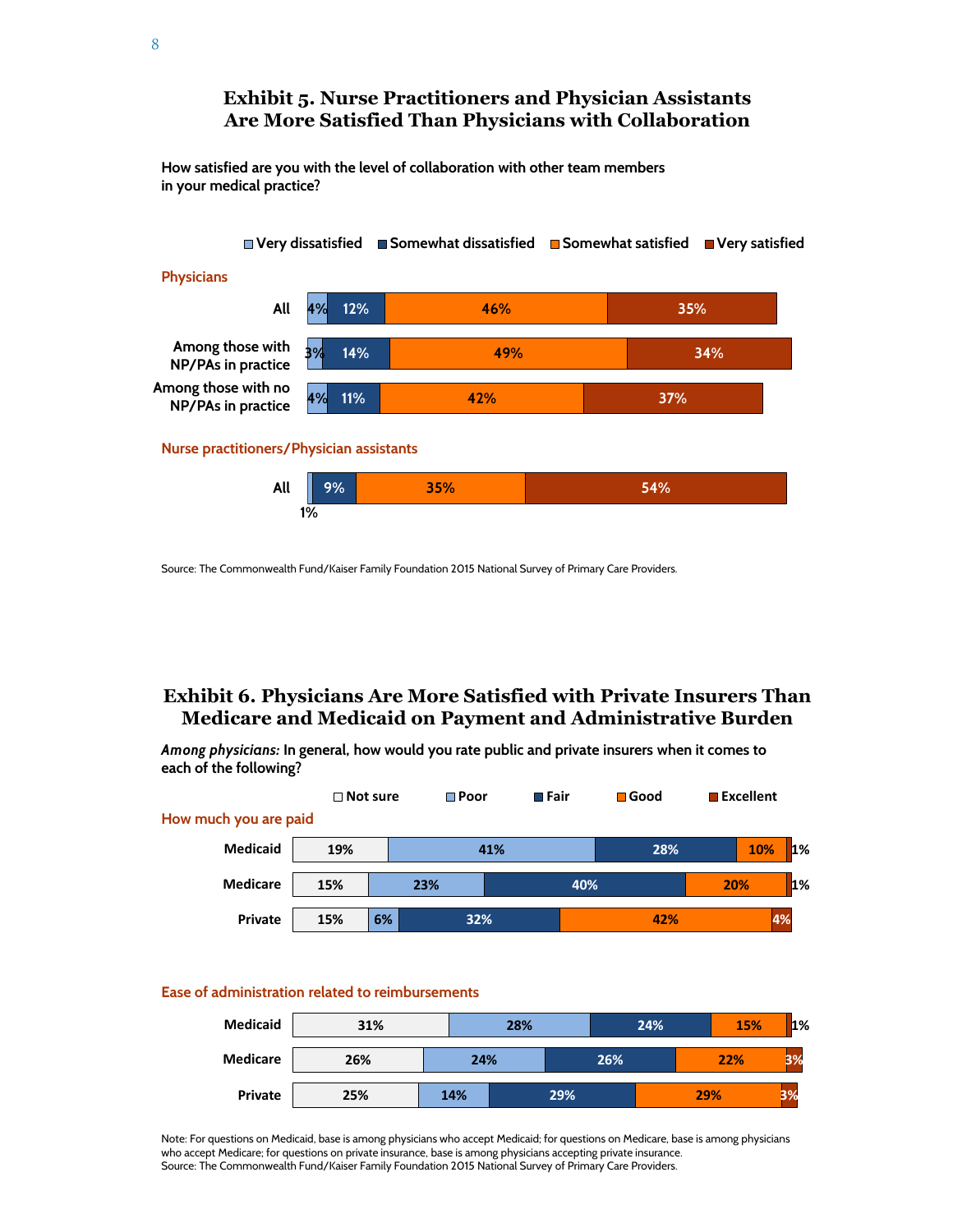### Exhibit 5. Nurse Practitioners and Physician Assistants Are More Satisfied Than Physicians with Collaboration

How satisfied are you with the level of collaboration with other team members in your medical practice?

| | Very dissatisfied | Somewhat dissatisfied | Somewhat satisfied | Very satisfied |
|---|---|---|---|---|
| **Physicians** | | | | |
| All | 4% | 12% | 46% | 35% |
| Among those with NP/PAs in practice | 3% | 14% | 49% | 34% |
| Among those with no NP/PAs in practice | 4% | 11% | 42% | 37% |
| **Nurse practitioners/Physician assistants** | | | | |
| All | 1% | 9% | 35% | 54% |

Source: The Commonwealth Fund/Kaiser Family Foundation 2015 National Survey of Primary Care Providers.

### Exhibit 6. Physicians Are More Satisfied with Private Insurers Than Medicare and Medicaid on Payment and Administrative Burden

*Among physicians:* In general, how would you rate public and private insurers when it comes to each of the following?

| | Not sure | Poor | Fair | Good | Excellent |
|---|---|---|---|---|---|
| **How much you are paid** | | | | | |
| Medicaid | 19% | 41% | 28% | 10% | 1% |
| Medicare | 15% | 23% | 40% | 20% | 1% |
| Private | 15% | 6% | 32% | 42% | 4% |
| **Ease of administration related to reimbursements** | | | | | |
| Medicaid | 31% | 28% | 24% | 15% | 1% |
| Medicare | 26% | 24% | 26% | 22% | 3% |
| Private | 25% | 14% | 29% | 29% | 3% |

Note: For questions on Medicaid, base is among physicians who accept Medicaid; for questions on Medicare, base is among physicians who accept Medicare; for questions on private insurance, base is among physicians accepting private insurance.
Source: The Commonwealth Fund/Kaiser Family Foundation 2015 National Survey of Primary Care Providers.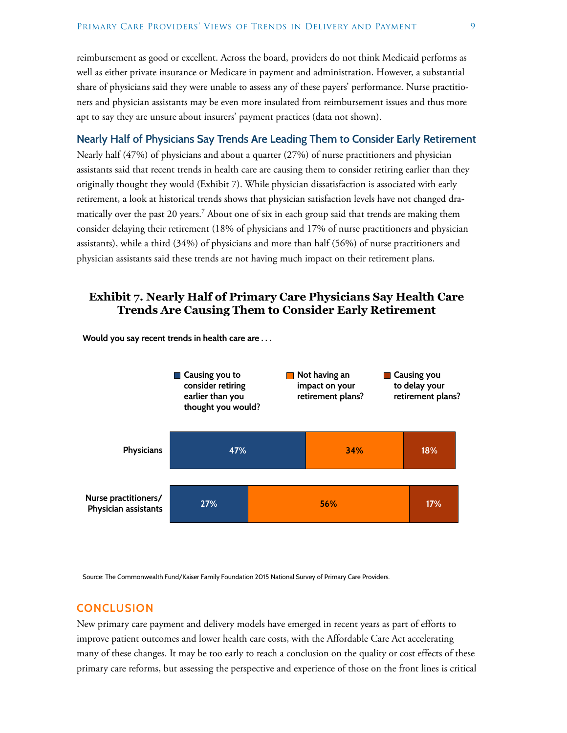reimbursement as good or excellent. Across the board, providers do not think Medicaid performs as well as either private insurance or Medicare in payment and administration. However, a substantial share of physicians said they were unable to assess any of these payers' performance. Nurse practitioners and physician assistants may be even more insulated from reimbursement issues and thus more apt to say they are unsure about insurers' payment practices (data not shown).

## Nearly Half of Physicians Say Trends Are Leading Them to Consider Early Retirement

Nearly half (47%) of physicians and about a quarter (27%) of nurse practitioners and physician assistants said that recent trends in health care are causing them to consider retiring earlier than they originally thought they would (Exhibit 7). While physician dissatisfaction is associated with early retirement, a look at historical trends shows that physician satisfaction levels have not changed dramatically over the past 20 years.[7] About one of six in each group said that trends are making them consider delaying their retirement (18% of physicians and 17% of nurse practitioners and physician assistants), while a third (34%) of physicians and more than half (56%) of nurse practitioners and physician assistants said these trends are not having much impact on their retirement plans.

### Exhibit 7. Nearly Half of Primary Care Physicians Say Health Care Trends Are Causing Them to Consider Early Retirement

**Would you say recent trends in health care are . . .**

| | Causing you to consider retiring earlier than you thought you would? | Not having an impact on your retirement plans? | Causing you to delay your retirement plans? |
|---|---|---|---|
| Physicians | 47% | 34% | 18% |
| Nurse practitioners/Physician assistants | 27% | 56% | 17% |

Source: The Commonwealth Fund/Kaiser Family Foundation 2015 National Survey of Primary Care Providers.

## CONCLUSION

New primary care payment and delivery models have emerged in recent years as part of efforts to improve patient outcomes and lower health care costs, with the Affordable Care Act accelerating many of these changes. It may be too early to reach a conclusion on the quality or cost effects of these primary care reforms, but assessing the perspective and experience of those on the front lines is critical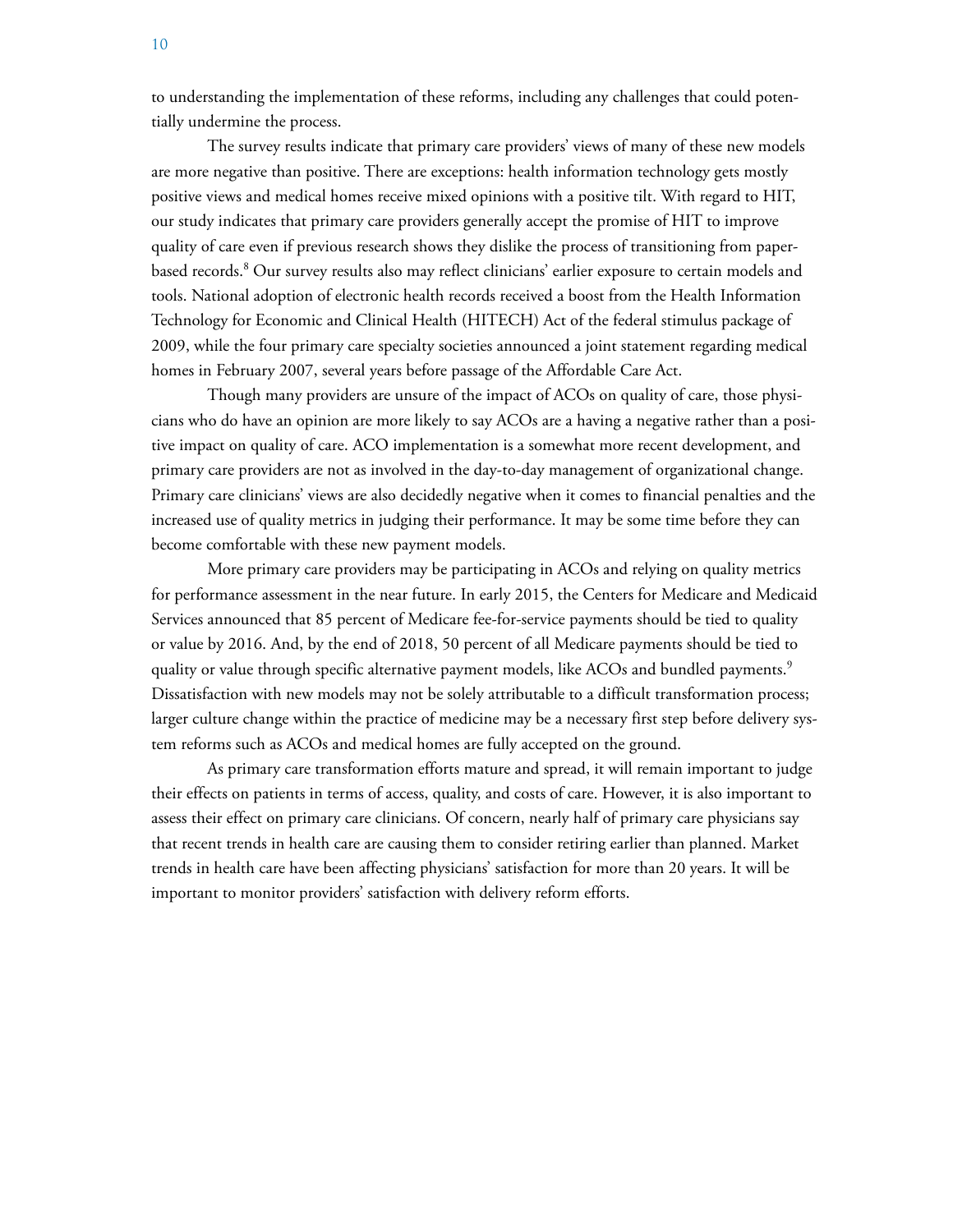to understanding the implementation of these reforms, including any challenges that could potentially undermine the process.

The survey results indicate that primary care providers' views of many of these new models are more negative than positive. There are exceptions: health information technology gets mostly positive views and medical homes receive mixed opinions with a positive tilt. With regard to HIT, our study indicates that primary care providers generally accept the promise of HIT to improve quality of care even if previous research shows they dislike the process of transitioning from paper-based records.[8] Our survey results also may reflect clinicians' earlier exposure to certain models and tools. National adoption of electronic health records received a boost from the Health Information Technology for Economic and Clinical Health (HITECH) Act of the federal stimulus package of 2009, while the four primary care specialty societies announced a joint statement regarding medical homes in February 2007, several years before passage of the Affordable Care Act.

Though many providers are unsure of the impact of ACOs on quality of care, those physicians who do have an opinion are more likely to say ACOs are a having a negative rather than a positive impact on quality of care. ACO implementation is a somewhat more recent development, and primary care providers are not as involved in the day-to-day management of organizational change. Primary care clinicians' views are also decidedly negative when it comes to financial penalties and the increased use of quality metrics in judging their performance. It may be some time before they can become comfortable with these new payment models.

More primary care providers may be participating in ACOs and relying on quality metrics for performance assessment in the near future. In early 2015, the Centers for Medicare and Medicaid Services announced that 85 percent of Medicare fee-for-service payments should be tied to quality or value by 2016. And, by the end of 2018, 50 percent of all Medicare payments should be tied to quality or value through specific alternative payment models, like ACOs and bundled payments.[9] Dissatisfaction with new models may not be solely attributable to a difficult transformation process; larger culture change within the practice of medicine may be a necessary first step before delivery system reforms such as ACOs and medical homes are fully accepted on the ground.

As primary care transformation efforts mature and spread, it will remain important to judge their effects on patients in terms of access, quality, and costs of care. However, it is also important to assess their effect on primary care clinicians. Of concern, nearly half of primary care physicians say that recent trends in health care are causing them to consider retiring earlier than planned. Market trends in health care have been affecting physicians' satisfaction for more than 20 years. It will be important to monitor providers' satisfaction with delivery reform efforts.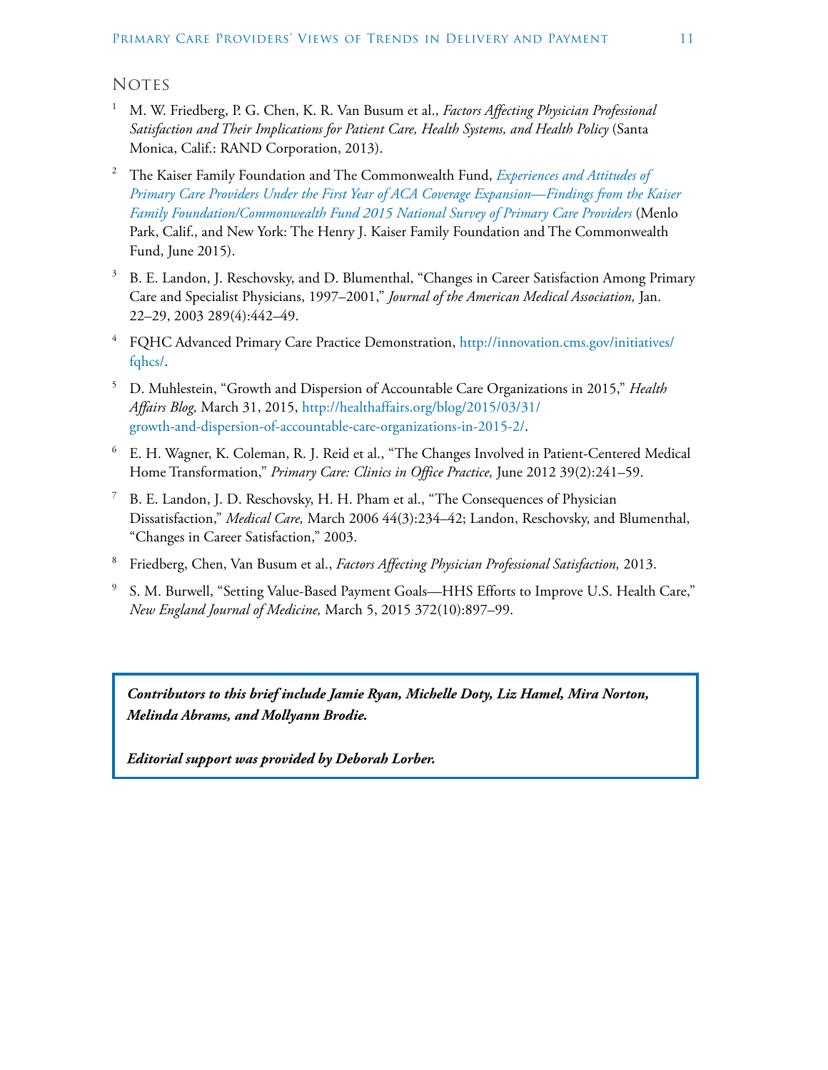## Notes

1. M. W. Friedberg, P. G. Chen, K. R. Van Busum et al., *Factors Affecting Physician Professional Satisfaction and Their Implications for Patient Care, Health Systems, and Health Policy* (Santa Monica, Calif.: RAND Corporation, 2013).

2. The Kaiser Family Foundation and The Commonwealth Fund, *Experiences and Attitudes of Primary Care Providers Under the First Year of ACA Coverage Expansion—Findings from the Kaiser Family Foundation/Commonwealth Fund 2015 National Survey of Primary Care Providers* (Menlo Park, Calif., and New York: The Henry J. Kaiser Family Foundation and The Commonwealth Fund, June 2015).

3. B. E. Landon, J. Reschovsky, and D. Blumenthal, "Changes in Career Satisfaction Among Primary Care and Specialist Physicians, 1997–2001," *Journal of the American Medical Association,* Jan. 22–29, 2003 289(4):442–49.

4. FQHC Advanced Primary Care Practice Demonstration, http://innovation.cms.gov/initiatives/fqhcs/.

5. D. Muhlestein, "Growth and Dispersion of Accountable Care Organizations in 2015," *Health Affairs Blog,* March 31, 2015, http://healthaffairs.org/blog/2015/03/31/growth-and-dispersion-of-accountable-care-organizations-in-2015-2/.

6. E. H. Wagner, K. Coleman, R. J. Reid et al., "The Changes Involved in Patient-Centered Medical Home Transformation," *Primary Care: Clinics in Office Practice,* June 2012 39(2):241–59.

7. B. E. Landon, J. D. Reschovsky, H. H. Pham et al., "The Consequences of Physician Dissatisfaction," *Medical Care,* March 2006 44(3):234–42; Landon, Reschovsky, and Blumenthal, "Changes in Career Satisfaction," 2003.

8. Friedberg, Chen, Van Busum et al., *Factors Affecting Physician Professional Satisfaction,* 2013.

9. S. M. Burwell, "Setting Value-Based Payment Goals—HHS Efforts to Improve U.S. Health Care," *New England Journal of Medicine,* March 5, 2015 372(10):897–99.

***Contributors to this brief include Jamie Ryan, Michelle Doty, Liz Hamel, Mira Norton, Melinda Abrams, and Mollyann Brodie.***

***Editorial support was provided by Deborah Lorber.***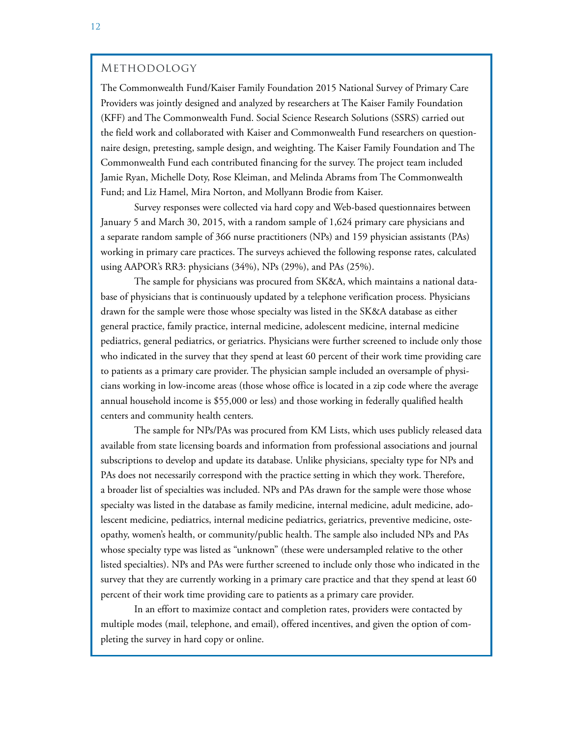## Methodology

The Commonwealth Fund/Kaiser Family Foundation 2015 National Survey of Primary Care Providers was jointly designed and analyzed by researchers at The Kaiser Family Foundation (KFF) and The Commonwealth Fund. Social Science Research Solutions (SSRS) carried out the field work and collaborated with Kaiser and Commonwealth Fund researchers on questionnaire design, pretesting, sample design, and weighting. The Kaiser Family Foundation and The Commonwealth Fund each contributed financing for the survey. The project team included Jamie Ryan, Michelle Doty, Rose Kleiman, and Melinda Abrams from The Commonwealth Fund; and Liz Hamel, Mira Norton, and Mollyann Brodie from Kaiser.

Survey responses were collected via hard copy and Web-based questionnaires between January 5 and March 30, 2015, with a random sample of 1,624 primary care physicians and a separate random sample of 366 nurse practitioners (NPs) and 159 physician assistants (PAs) working in primary care practices. The surveys achieved the following response rates, calculated using AAPOR's RR3: physicians (34%), NPs (29%), and PAs (25%).

The sample for physicians was procured from SK&A, which maintains a national database of physicians that is continuously updated by a telephone verification process. Physicians drawn for the sample were those whose specialty was listed in the SK&A database as either general practice, family practice, internal medicine, adolescent medicine, internal medicine pediatrics, general pediatrics, or geriatrics. Physicians were further screened to include only those who indicated in the survey that they spend at least 60 percent of their work time providing care to patients as a primary care provider. The physician sample included an oversample of physicians working in low-income areas (those whose office is located in a zip code where the average annual household income is $55,000 or less) and those working in federally qualified health centers and community health centers.

The sample for NPs/PAs was procured from KM Lists, which uses publicly released data available from state licensing boards and information from professional associations and journal subscriptions to develop and update its database. Unlike physicians, specialty type for NPs and PAs does not necessarily correspond with the practice setting in which they work. Therefore, a broader list of specialties was included. NPs and PAs drawn for the sample were those whose specialty was listed in the database as family medicine, internal medicine, adult medicine, adolescent medicine, pediatrics, internal medicine pediatrics, geriatrics, preventive medicine, osteopathy, women's health, or community/public health. The sample also included NPs and PAs whose specialty type was listed as "unknown" (these were undersampled relative to the other listed specialties). NPs and PAs were further screened to include only those who indicated in the survey that they are currently working in a primary care practice and that they spend at least 60 percent of their work time providing care to patients as a primary care provider.

In an effort to maximize contact and completion rates, providers were contacted by multiple modes (mail, telephone, and email), offered incentives, and given the option of completing the survey in hard copy or online.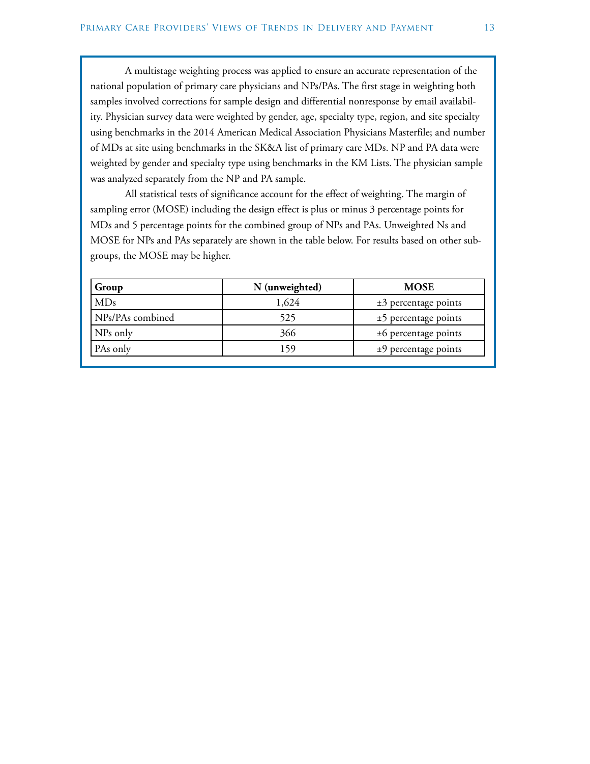A multistage weighting process was applied to ensure an accurate representation of the national population of primary care physicians and NPs/PAs. The first stage in weighting both samples involved corrections for sample design and differential nonresponse by email availability. Physician survey data were weighted by gender, age, specialty type, region, and site specialty using benchmarks in the 2014 American Medical Association Physicians Masterfile; and number of MDs at site using benchmarks in the SK&A list of primary care MDs. NP and PA data were weighted by gender and specialty type using benchmarks in the KM Lists. The physician sample was analyzed separately from the NP and PA sample.

All statistical tests of significance account for the effect of weighting. The margin of sampling error (MOSE) including the design effect is plus or minus 3 percentage points for MDs and 5 percentage points for the combined group of NPs and PAs. Unweighted Ns and MOSE for NPs and PAs separately are shown in the table below. For results based on other subgroups, the MOSE may be higher.

| Group | N (unweighted) | MOSE |
| --- | --- | --- |
| MDs | 1,624 | ±3 percentage points |
| NPs/PAs combined | 525 | ±5 percentage points |
| NPs only | 366 | ±6 percentage points |
| PAs only | 159 | ±9 percentage points |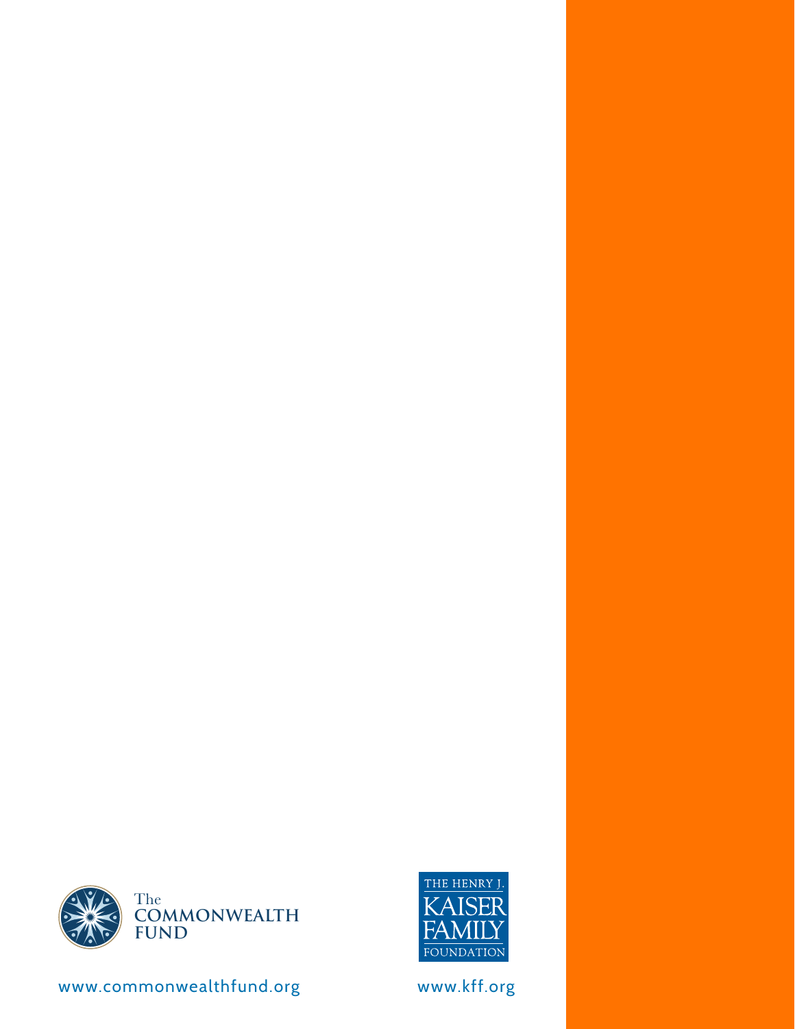The
COMMONWEALTH
FUND

THE HENRY J.
KAISER
FAMILY
FOUNDATION

www.commonwealthfund.org

www.kff.org